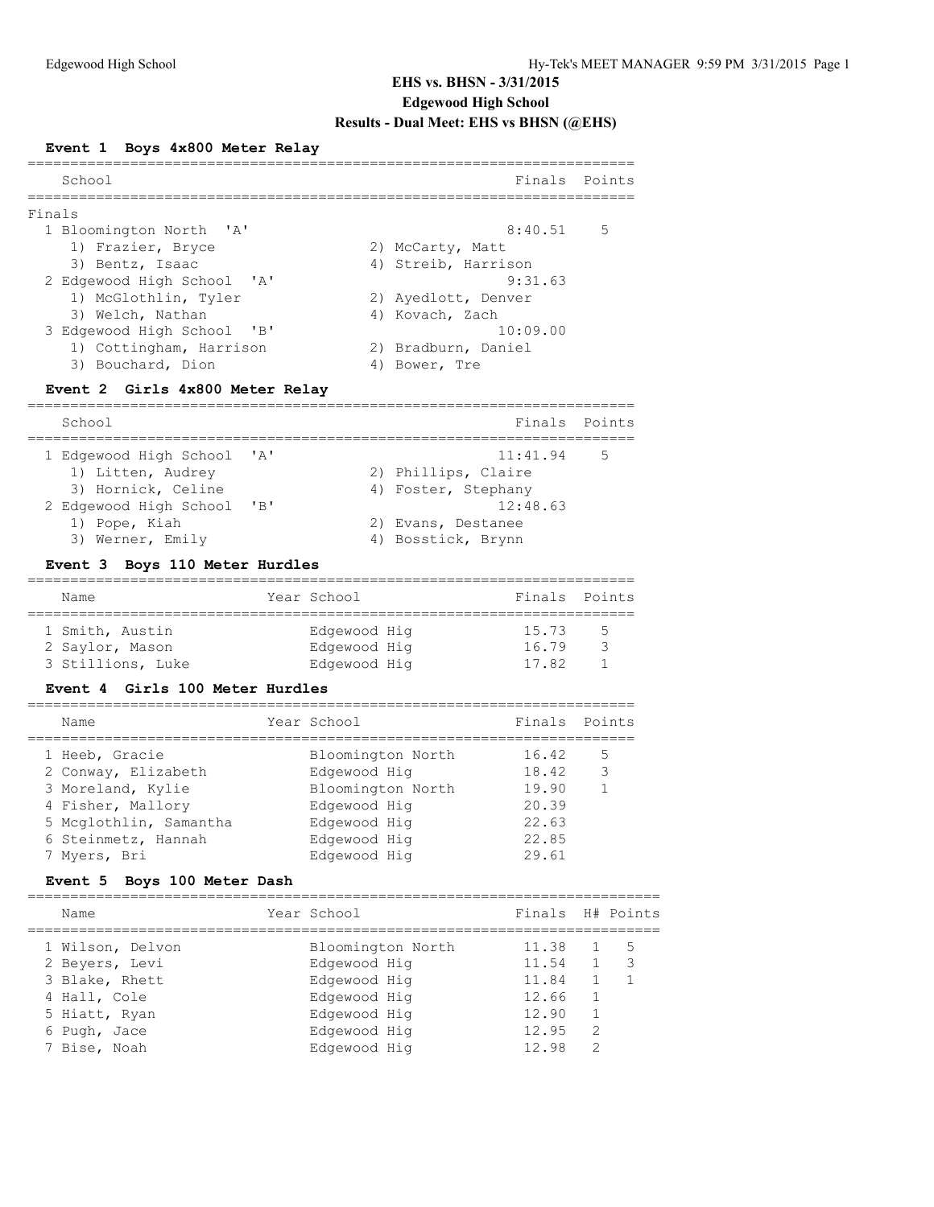# EHS vs. BHSN - 3/31/2015

## Edgewood High School

## Results - Dual Meet: EHS vs BHSN (@EHS)

### Event 1 Boys 4x800 Meter Relay

Finals

| Place | School | Finals | Points |
|---|---|---|---|
| 1 | Bloomington North 'A' | 8:40.51 | 5 |
| | 1) Frazier, Bryce; 2) McCarty, Matt; 3) Bentz, Isaac; 4) Streib, Harrison | | |
| 2 | Edgewood High School 'A' | 9:31.63 | |
| | 1) McGlothlin, Tyler; 2) Ayedlott, Denver; 3) Welch, Nathan; 4) Kovach, Zach | | |
| 3 | Edgewood High School 'B' | 10:09.00 | |
| | 1) Cottingham, Harrison; 2) Bradburn, Daniel; 3) Bouchard, Dion; 4) Bower, Tre | | |

### Event 2 Girls 4x800 Meter Relay

| Place | School | Finals | Points |
|---|---|---|---|
| 1 | Edgewood High School 'A' | 11:41.94 | 5 |
| | 1) Litten, Audrey; 2) Phillips, Claire; 3) Hornick, Celine; 4) Foster, Stephany | | |
| 2 | Edgewood High School 'B' | 12:48.63 | |
| | 1) Pope, Kiah; 2) Evans, Destanee; 3) Werner, Emily; 4) Bosstick, Brynn | | |

### Event 3 Boys 110 Meter Hurdles

| Place | Name | Year | School | Finals | Points |
|---|---|---|---|---|---|
| 1 | Smith, Austin | | Edgewood Hig | 15.73 | 5 |
| 2 | Saylor, Mason | | Edgewood Hig | 16.79 | 3 |
| 3 | Stillions, Luke | | Edgewood Hig | 17.82 | 1 |

### Event 4 Girls 100 Meter Hurdles

| Place | Name | Year | School | Finals | Points |
|---|---|---|---|---|---|
| 1 | Heeb, Gracie | | Bloomington North | 16.42 | 5 |
| 2 | Conway, Elizabeth | | Edgewood Hig | 18.42 | 3 |
| 3 | Moreland, Kylie | | Bloomington North | 19.90 | 1 |
| 4 | Fisher, Mallory | | Edgewood Hig | 20.39 | |
| 5 | Mcglothlin, Samantha | | Edgewood Hig | 22.63 | |
| 6 | Steinmetz, Hannah | | Edgewood Hig | 22.85 | |
| 7 | Myers, Bri | | Edgewood Hig | 29.61 | |

### Event 5 Boys 100 Meter Dash

| Place | Name | Year | School | Finals | H# | Points |
|---|---|---|---|---|---|---|
| 1 | Wilson, Delvon | | Bloomington North | 11.38 | 1 | 5 |
| 2 | Beyers, Levi | | Edgewood Hig | 11.54 | 1 | 3 |
| 3 | Blake, Rhett | | Edgewood Hig | 11.84 | 1 | 1 |
| 4 | Hall, Cole | | Edgewood Hig | 12.66 | 1 | |
| 5 | Hiatt, Ryan | | Edgewood Hig | 12.90 | 1 | |
| 6 | Pugh, Jace | | Edgewood Hig | 12.95 | 2 | |
| 7 | Bise, Noah | | Edgewood Hig | 12.98 | 2 | |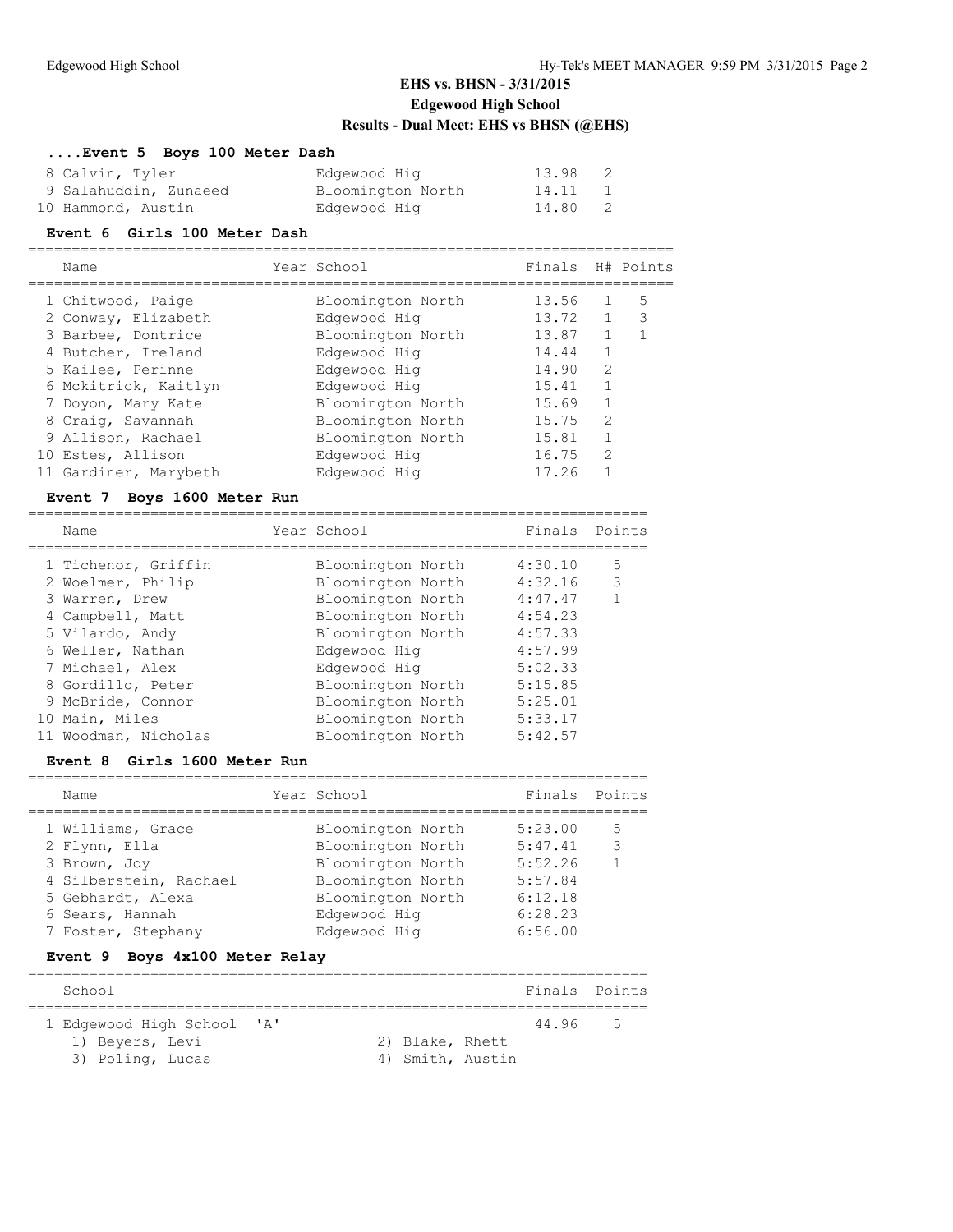# EHS vs. BHSN - 3/31/2015
## Edgewood High School
### Results - Dual Meet: EHS vs BHSN (@EHS)

#### ....Event 5 Boys 100 Meter Dash

| Name | Year | School | Finals | H# | Points |
|---|---|---|---|---|---|
| 8 Calvin, Tyler | | Edgewood Hig | 13.98 | 2 | |
| 9 Salahuddin, Zunaeed | | Bloomington North | 14.11 | 1 | |
| 10 Hammond, Austin | | Edgewood Hig | 14.80 | 2 | |

#### Event 6 Girls 100 Meter Dash

| Name | Year | School | Finals | H# | Points |
|---|---|---|---|---|---|
| 1 Chitwood, Paige | | Bloomington North | 13.56 | 1 | 5 |
| 2 Conway, Elizabeth | | Edgewood Hig | 13.72 | 1 | 3 |
| 3 Barbee, Dontrice | | Bloomington North | 13.87 | 1 | 1 |
| 4 Butcher, Ireland | | Edgewood Hig | 14.44 | 1 | |
| 5 Kailee, Perinne | | Edgewood Hig | 14.90 | 2 | |
| 6 Mckitrick, Kaitlyn | | Edgewood Hig | 15.41 | 1 | |
| 7 Doyon, Mary Kate | | Bloomington North | 15.69 | 1 | |
| 8 Craig, Savannah | | Bloomington North | 15.75 | 2 | |
| 9 Allison, Rachael | | Bloomington North | 15.81 | 1 | |
| 10 Estes, Allison | | Edgewood Hig | 16.75 | 2 | |
| 11 Gardiner, Marybeth | | Edgewood Hig | 17.26 | 1 | |

#### Event 7 Boys 1600 Meter Run

| Name | Year | School | Finals | Points |
|---|---|---|---|---|
| 1 Tichenor, Griffin | | Bloomington North | 4:30.10 | 5 |
| 2 Woelmer, Philip | | Bloomington North | 4:32.16 | 3 |
| 3 Warren, Drew | | Bloomington North | 4:47.47 | 1 |
| 4 Campbell, Matt | | Bloomington North | 4:54.23 | |
| 5 Vilardo, Andy | | Bloomington North | 4:57.33 | |
| 6 Weller, Nathan | | Edgewood Hig | 4:57.99 | |
| 7 Michael, Alex | | Edgewood Hig | 5:02.33 | |
| 8 Gordillo, Peter | | Bloomington North | 5:15.85 | |
| 9 McBride, Connor | | Bloomington North | 5:25.01 | |
| 10 Main, Miles | | Bloomington North | 5:33.17 | |
| 11 Woodman, Nicholas | | Bloomington North | 5:42.57 | |

#### Event 8 Girls 1600 Meter Run

| Name | Year | School | Finals | Points |
|---|---|---|---|---|
| 1 Williams, Grace | | Bloomington North | 5:23.00 | 5 |
| 2 Flynn, Ella | | Bloomington North | 5:47.41 | 3 |
| 3 Brown, Joy | | Bloomington North | 5:52.26 | 1 |
| 4 Silberstein, Rachael | | Bloomington North | 5:57.84 | |
| 5 Gebhardt, Alexa | | Bloomington North | 6:12.18 | |
| 6 Sears, Hannah | | Edgewood Hig | 6:28.23 | |
| 7 Foster, Stephany | | Edgewood Hig | 6:56.00 | |

#### Event 9 Boys 4x100 Meter Relay

| School | Finals | Points |
|---|---|---|
| 1 Edgewood High School 'A' | 44.96 | 5 |

1) Beyers, Levi
2) Blake, Rhett
3) Poling, Lucas
4) Smith, Austin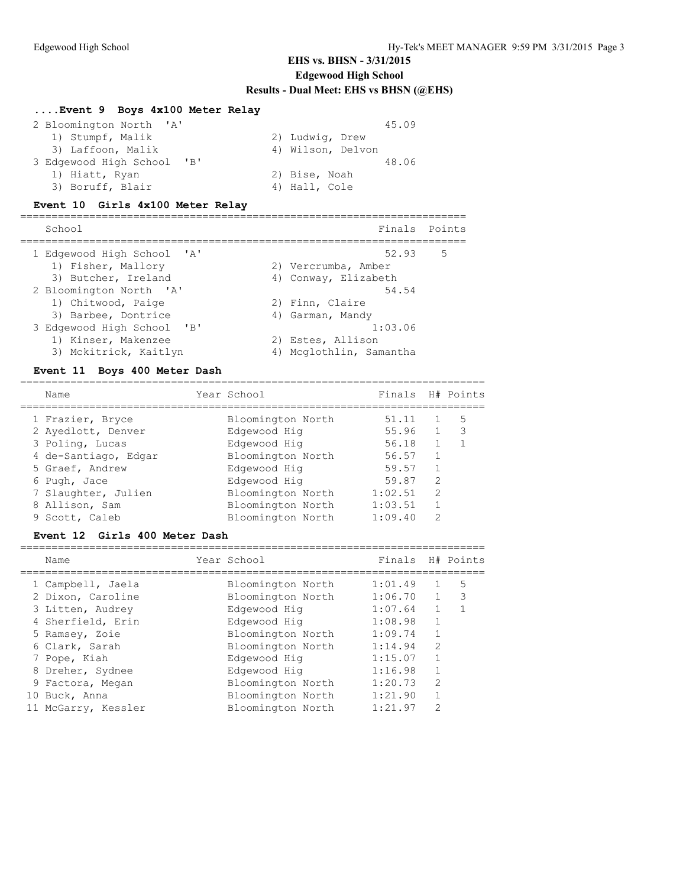# EHS vs. BHSN - 3/31/2015
## Edgewood High School
## Results - Dual Meet: EHS vs BHSN (@EHS)

### ....Event 9 Boys 4x100 Meter Relay

| School | Finals | Points |
|---|---|---|
| 2 Bloomington North 'A' | 45.09 | |
| 1) Stumpf, Malik; 2) Ludwig, Drew; 3) Laffoon, Malik; 4) Wilson, Delvon | | |
| 3 Edgewood High School 'B' | 48.06 | |
| 1) Hiatt, Ryan; 2) Bise, Noah; 3) Boruff, Blair; 4) Hall, Cole | | |

### Event 10 Girls 4x100 Meter Relay

| School | Finals | Points |
|---|---|---|
| 1 Edgewood High School 'A' | 52.93 | 5 |
| 1) Fisher, Mallory; 2) Vercrumba, Amber; 3) Butcher, Ireland; 4) Conway, Elizabeth | | |
| 2 Bloomington North 'A' | 54.54 | |
| 1) Chitwood, Paige; 2) Finn, Claire; 3) Barbee, Dontrice; 4) Garman, Mandy | | |
| 3 Edgewood High School 'B' | 1:03.06 | |
| 1) Kinser, Makenzee; 2) Estes, Allison; 3) Mckitrick, Kaitlyn; 4) Mcglothlin, Samantha | | |

### Event 11 Boys 400 Meter Dash

| Name | Year | School | Finals | H# | Points |
|---|---|---|---|---|---|
| 1 Frazier, Bryce | | Bloomington North | 51.11 | 1 | 5 |
| 2 Ayedlott, Denver | | Edgewood Hig | 55.96 | 1 | 3 |
| 3 Poling, Lucas | | Edgewood Hig | 56.18 | 1 | 1 |
| 4 de-Santiago, Edgar | | Bloomington North | 56.57 | 1 | |
| 5 Graef, Andrew | | Edgewood Hig | 59.57 | 1 | |
| 6 Pugh, Jace | | Edgewood Hig | 59.87 | 2 | |
| 7 Slaughter, Julien | | Bloomington North | 1:02.51 | 2 | |
| 8 Allison, Sam | | Bloomington North | 1:03.51 | 1 | |
| 9 Scott, Caleb | | Bloomington North | 1:09.40 | 2 | |

### Event 12 Girls 400 Meter Dash

| Name | Year | School | Finals | H# | Points |
|---|---|---|---|---|---|
| 1 Campbell, Jaela | | Bloomington North | 1:01.49 | 1 | 5 |
| 2 Dixon, Caroline | | Bloomington North | 1:06.70 | 1 | 3 |
| 3 Litten, Audrey | | Edgewood Hig | 1:07.64 | 1 | 1 |
| 4 Sherfield, Erin | | Edgewood Hig | 1:08.98 | 1 | |
| 5 Ramsey, Zoie | | Bloomington North | 1:09.74 | 1 | |
| 6 Clark, Sarah | | Bloomington North | 1:14.94 | 2 | |
| 7 Pope, Kiah | | Edgewood Hig | 1:15.07 | 1 | |
| 8 Dreher, Sydnee | | Edgewood Hig | 1:16.98 | 1 | |
| 9 Factora, Megan | | Bloomington North | 1:20.73 | 2 | |
| 10 Buck, Anna | | Bloomington North | 1:21.90 | 1 | |
| 11 McGarry, Kessler | | Bloomington North | 1:21.97 | 2 | |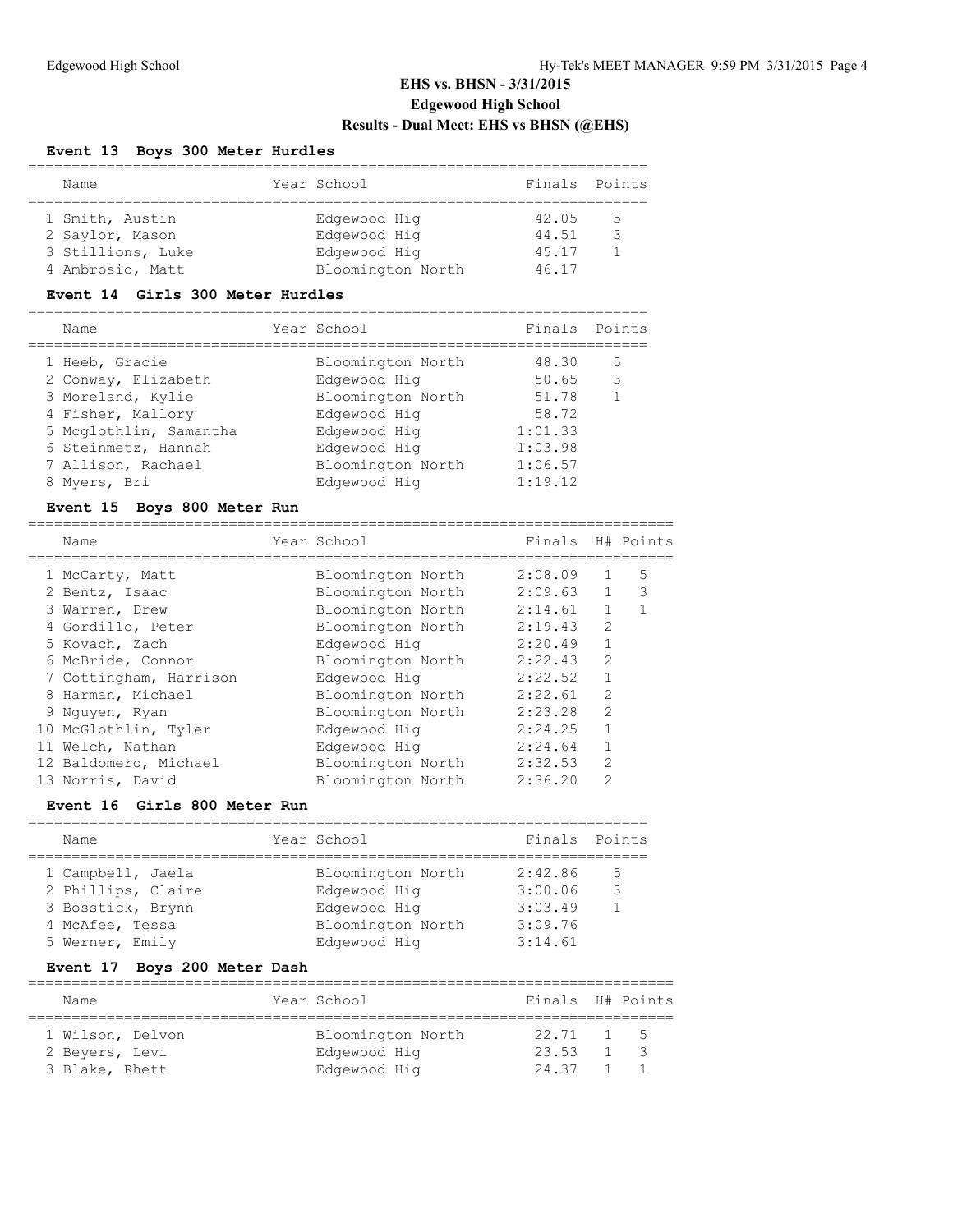# EHS vs. BHSN - 3/31/2015

## Edgewood High School

### Results - Dual Meet: EHS vs BHSN (@EHS)

#### Event 13 Boys 300 Meter Hurdles

| | Name | Year | School | Finals | Points |
|---|---|---|---|---|---|
| 1 | Smith, Austin | | Edgewood Hig | 42.05 | 5 |
| 2 | Saylor, Mason | | Edgewood Hig | 44.51 | 3 |
| 3 | Stillions, Luke | | Edgewood Hig | 45.17 | 1 |
| 4 | Ambrosio, Matt | | Bloomington North | 46.17 | |

#### Event 14 Girls 300 Meter Hurdles

| | Name | Year | School | Finals | Points |
|---|---|---|---|---|---|
| 1 | Heeb, Gracie | | Bloomington North | 48.30 | 5 |
| 2 | Conway, Elizabeth | | Edgewood Hig | 50.65 | 3 |
| 3 | Moreland, Kylie | | Bloomington North | 51.78 | 1 |
| 4 | Fisher, Mallory | | Edgewood Hig | 58.72 | |
| 5 | Mcglothlin, Samantha | | Edgewood Hig | 1:01.33 | |
| 6 | Steinmetz, Hannah | | Edgewood Hig | 1:03.98 | |
| 7 | Allison, Rachael | | Bloomington North | 1:06.57 | |
| 8 | Myers, Bri | | Edgewood Hig | 1:19.12 | |

#### Event 15 Boys 800 Meter Run

| | Name | Year | School | Finals | H# | Points |
|---|---|---|---|---|---|---|
| 1 | McCarty, Matt | | Bloomington North | 2:08.09 | 1 | 5 |
| 2 | Bentz, Isaac | | Bloomington North | 2:09.63 | 1 | 3 |
| 3 | Warren, Drew | | Bloomington North | 2:14.61 | 1 | 1 |
| 4 | Gordillo, Peter | | Bloomington North | 2:19.43 | 2 | |
| 5 | Kovach, Zach | | Edgewood Hig | 2:20.49 | 1 | |
| 6 | McBride, Connor | | Bloomington North | 2:22.43 | 2 | |
| 7 | Cottingham, Harrison | | Edgewood Hig | 2:22.52 | 1 | |
| 8 | Harman, Michael | | Bloomington North | 2:22.61 | 2 | |
| 9 | Nguyen, Ryan | | Bloomington North | 2:23.28 | 2 | |
| 10 | McGlothlin, Tyler | | Edgewood Hig | 2:24.25 | 1 | |
| 11 | Welch, Nathan | | Edgewood Hig | 2:24.64 | 1 | |
| 12 | Baldomero, Michael | | Bloomington North | 2:32.53 | 2 | |
| 13 | Norris, David | | Bloomington North | 2:36.20 | 2 | |

#### Event 16 Girls 800 Meter Run

| | Name | Year | School | Finals | Points |
|---|---|---|---|---|---|
| 1 | Campbell, Jaela | | Bloomington North | 2:42.86 | 5 |
| 2 | Phillips, Claire | | Edgewood Hig | 3:00.06 | 3 |
| 3 | Bosstick, Brynn | | Edgewood Hig | 3:03.49 | 1 |
| 4 | McAfee, Tessa | | Bloomington North | 3:09.76 | |
| 5 | Werner, Emily | | Edgewood Hig | 3:14.61 | |

#### Event 17 Boys 200 Meter Dash

| | Name | Year | School | Finals | H# | Points |
|---|---|---|---|---|---|---|
| 1 | Wilson, Delvon | | Bloomington North | 22.71 | 1 | 5 |
| 2 | Beyers, Levi | | Edgewood Hig | 23.53 | 1 | 3 |
| 3 | Blake, Rhett | | Edgewood Hig | 24.37 | 1 | 1 |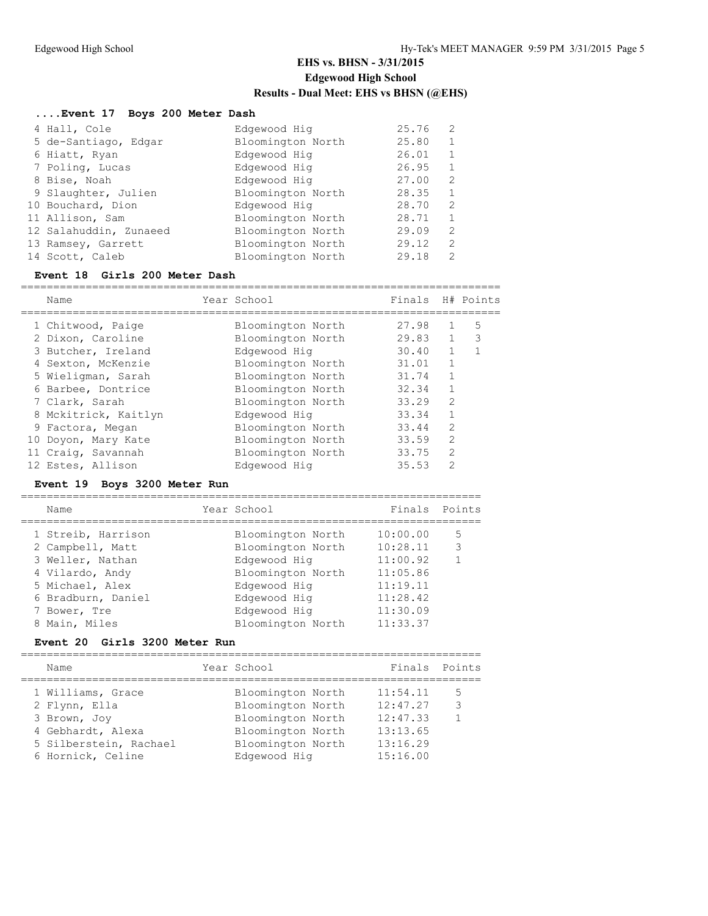## EHS vs. BHSN - 3/31/2015
### Edgewood High School
### Results - Dual Meet: EHS vs BHSN (@EHS)

#### ....Event 17 Boys 200 Meter Dash

| Name | Year | School | Finals | H# | Points |
|---|---|---|---|---|---|
| 4 Hall, Cole | | Edgewood Hig | 25.76 | 2 | |
| 5 de-Santiago, Edgar | | Bloomington North | 25.80 | 1 | |
| 6 Hiatt, Ryan | | Edgewood Hig | 26.01 | 1 | |
| 7 Poling, Lucas | | Edgewood Hig | 26.95 | 1 | |
| 8 Bise, Noah | | Edgewood Hig | 27.00 | 2 | |
| 9 Slaughter, Julien | | Bloomington North | 28.35 | 1 | |
| 10 Bouchard, Dion | | Edgewood Hig | 28.70 | 2 | |
| 11 Allison, Sam | | Bloomington North | 28.71 | 1 | |
| 12 Salahuddin, Zunaeed | | Bloomington North | 29.09 | 2 | |
| 13 Ramsey, Garrett | | Bloomington North | 29.12 | 2 | |
| 14 Scott, Caleb | | Bloomington North | 29.18 | 2 | |

#### Event 18 Girls 200 Meter Dash

| Name | Year | School | Finals | H# | Points |
|---|---|---|---|---|---|
| 1 Chitwood, Paige | | Bloomington North | 27.98 | 1 | 5 |
| 2 Dixon, Caroline | | Bloomington North | 29.83 | 1 | 3 |
| 3 Butcher, Ireland | | Edgewood Hig | 30.40 | 1 | 1 |
| 4 Sexton, McKenzie | | Bloomington North | 31.01 | 1 | |
| 5 Wieligman, Sarah | | Bloomington North | 31.74 | 1 | |
| 6 Barbee, Dontrice | | Bloomington North | 32.34 | 1 | |
| 7 Clark, Sarah | | Bloomington North | 33.29 | 2 | |
| 8 Mckitrick, Kaitlyn | | Edgewood Hig | 33.34 | 1 | |
| 9 Factora, Megan | | Bloomington North | 33.44 | 2 | |
| 10 Doyon, Mary Kate | | Bloomington North | 33.59 | 2 | |
| 11 Craig, Savannah | | Bloomington North | 33.75 | 2 | |
| 12 Estes, Allison | | Edgewood Hig | 35.53 | 2 | |

#### Event 19 Boys 3200 Meter Run

| Name | Year | School | Finals | Points |
|---|---|---|---|---|
| 1 Streib, Harrison | | Bloomington North | 10:00.00 | 5 |
| 2 Campbell, Matt | | Bloomington North | 10:28.11 | 3 |
| 3 Weller, Nathan | | Edgewood Hig | 11:00.92 | 1 |
| 4 Vilardo, Andy | | Bloomington North | 11:05.86 | |
| 5 Michael, Alex | | Edgewood Hig | 11:19.11 | |
| 6 Bradburn, Daniel | | Edgewood Hig | 11:28.42 | |
| 7 Bower, Tre | | Edgewood Hig | 11:30.09 | |
| 8 Main, Miles | | Bloomington North | 11:33.37 | |

#### Event 20 Girls 3200 Meter Run

| Name | Year | School | Finals | Points |
|---|---|---|---|---|
| 1 Williams, Grace | | Bloomington North | 11:54.11 | 5 |
| 2 Flynn, Ella | | Bloomington North | 12:47.27 | 3 |
| 3 Brown, Joy | | Bloomington North | 12:47.33 | 1 |
| 4 Gebhardt, Alexa | | Bloomington North | 13:13.65 | |
| 5 Silberstein, Rachael | | Bloomington North | 13:16.29 | |
| 6 Hornick, Celine | | Edgewood Hig | 15:16.00 | |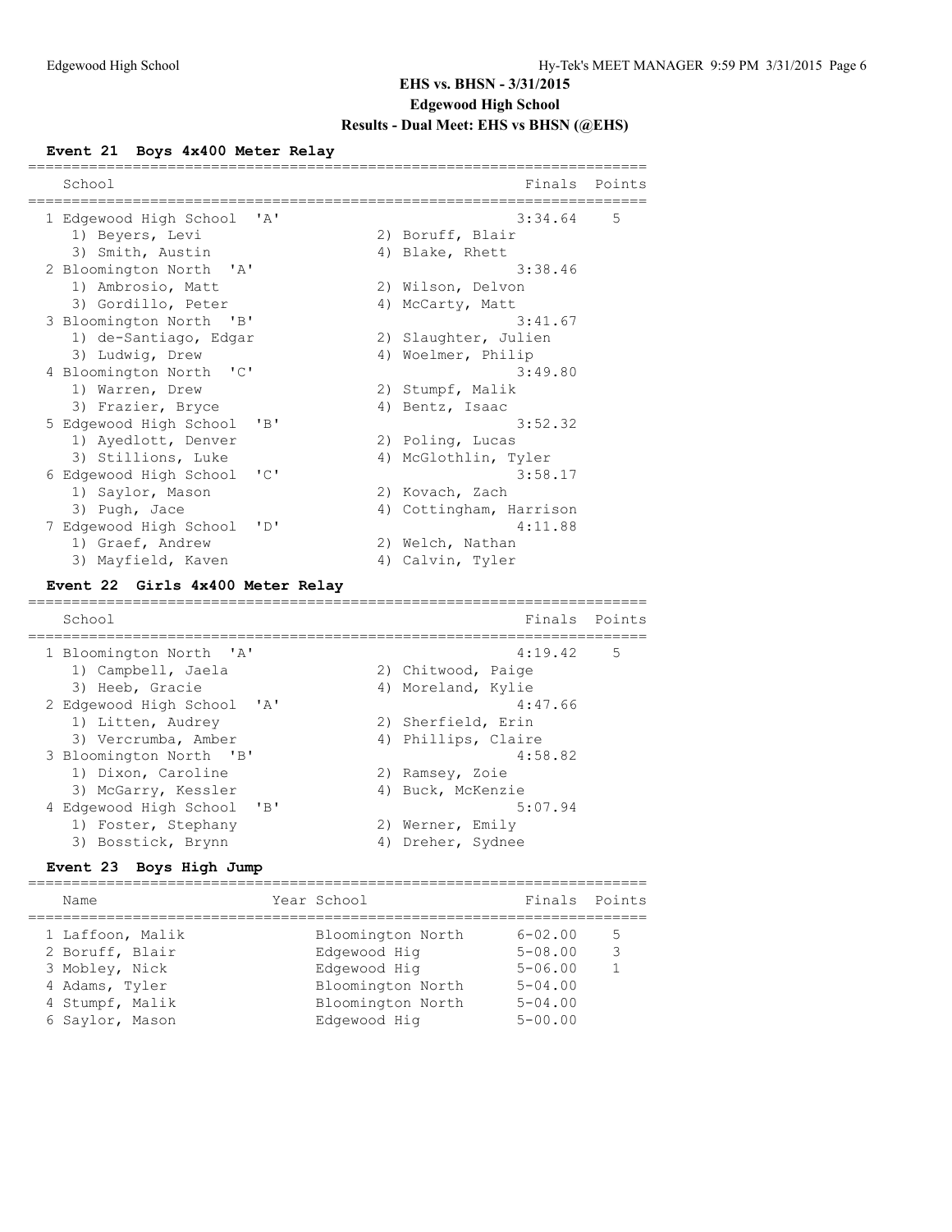# EHS vs. BHSN - 3/31/2015

## Edgewood High School

## Results - Dual Meet: EHS vs BHSN (@EHS)

### Event 21 Boys 4x400 Meter Relay

| School | Finals | Points |
|---|---|---|
| 1 Edgewood High School 'A' | 3:34.64 | 5 |
| 1) Beyers, Levi; 2) Boruff, Blair; 3) Smith, Austin; 4) Blake, Rhett | | |
| 2 Bloomington North 'A' | 3:38.46 | |
| 1) Ambrosio, Matt; 2) Wilson, Delvon; 3) Gordillo, Peter; 4) McCarty, Matt | | |
| 3 Bloomington North 'B' | 3:41.67 | |
| 1) de-Santiago, Edgar; 2) Slaughter, Julien; 3) Ludwig, Drew; 4) Woelmer, Philip | | |
| 4 Bloomington North 'C' | 3:49.80 | |
| 1) Warren, Drew; 2) Stumpf, Malik; 3) Frazier, Bryce; 4) Bentz, Isaac | | |
| 5 Edgewood High School 'B' | 3:52.32 | |
| 1) Ayedlott, Denver; 2) Poling, Lucas; 3) Stillions, Luke; 4) McGlothlin, Tyler | | |
| 6 Edgewood High School 'C' | 3:58.17 | |
| 1) Saylor, Mason; 2) Kovach, Zach; 3) Pugh, Jace; 4) Cottingham, Harrison | | |
| 7 Edgewood High School 'D' | 4:11.88 | |
| 1) Graef, Andrew; 2) Welch, Nathan; 3) Mayfield, Kaven; 4) Calvin, Tyler | | |

### Event 22 Girls 4x400 Meter Relay

| School | Finals | Points |
|---|---|---|
| 1 Bloomington North 'A' | 4:19.42 | 5 |
| 1) Campbell, Jaela; 2) Chitwood, Paige; 3) Heeb, Gracie; 4) Moreland, Kylie | | |
| 2 Edgewood High School 'A' | 4:47.66 | |
| 1) Litten, Audrey; 2) Sherfield, Erin; 3) Vercrumba, Amber; 4) Phillips, Claire | | |
| 3 Bloomington North 'B' | 4:58.82 | |
| 1) Dixon, Caroline; 2) Ramsey, Zoie; 3) McGarry, Kessler; 4) Buck, McKenzie | | |
| 4 Edgewood High School 'B' | 5:07.94 | |
| 1) Foster, Stephany; 2) Werner, Emily; 3) Bosstick, Brynn; 4) Dreher, Sydnee | | |

### Event 23 Boys High Jump

| Name | Year | School | Finals | Points |
|---|---|---|---|---|
| 1 Laffoon, Malik | | Bloomington North | 6-02.00 | 5 |
| 2 Boruff, Blair | | Edgewood Hig | 5-08.00 | 3 |
| 3 Mobley, Nick | | Edgewood Hig | 5-06.00 | 1 |
| 4 Adams, Tyler | | Bloomington North | 5-04.00 | |
| 4 Stumpf, Malik | | Bloomington North | 5-04.00 | |
| 6 Saylor, Mason | | Edgewood Hig | 5-00.00 | |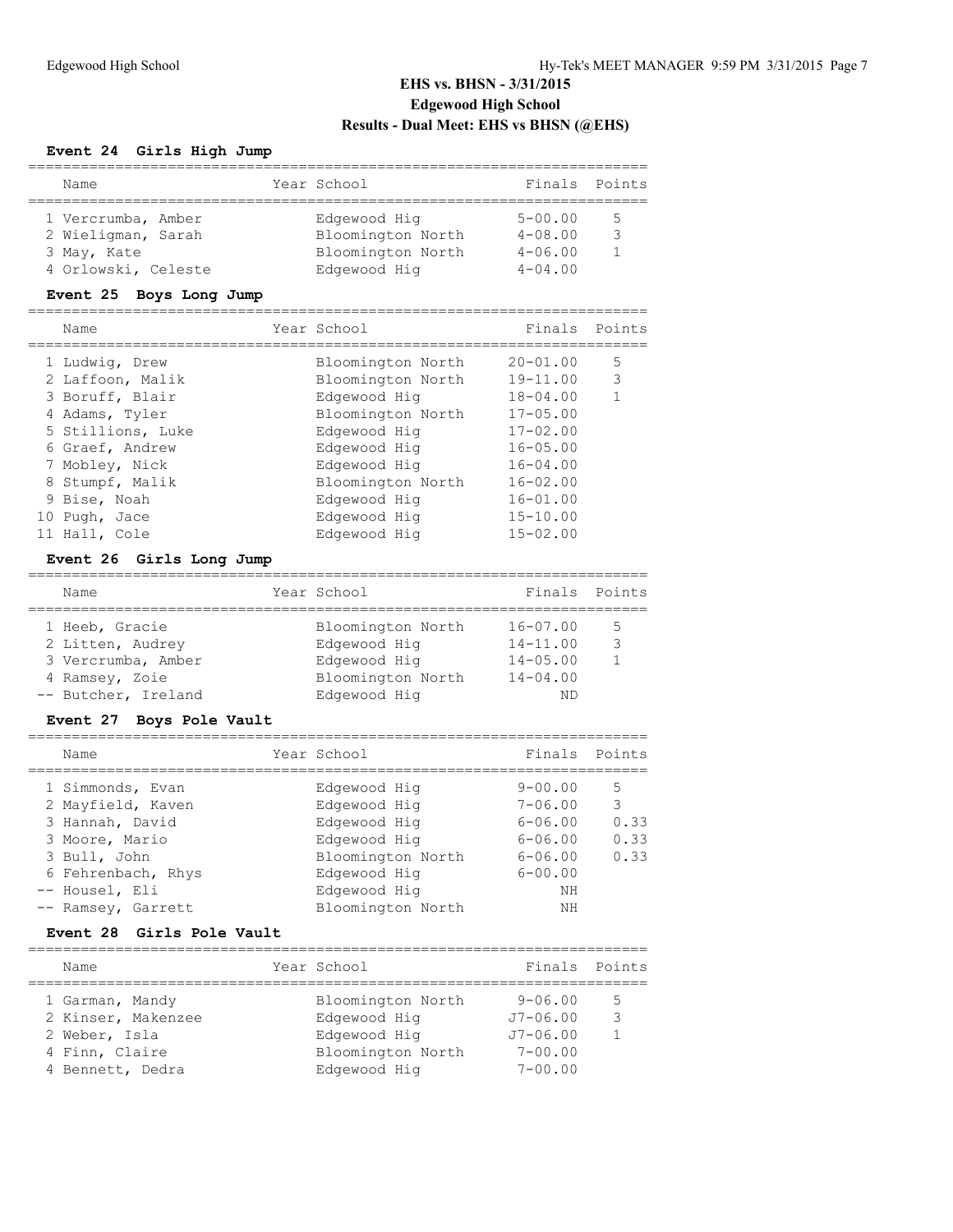# EHS vs. BHSN - 3/31/2015
## Edgewood High School
## Results - Dual Meet: EHS vs BHSN (@EHS)

### Event 24 Girls High Jump

| | Name | Year | School | Finals | Points |
|---|---|---|---|---|---|
| 1 | Vercrumba, Amber | | Edgewood Hig | 5-00.00 | 5 |
| 2 | Wieligman, Sarah | | Bloomington North | 4-08.00 | 3 |
| 3 | May, Kate | | Bloomington North | 4-06.00 | 1 |
| 4 | Orlowski, Celeste | | Edgewood Hig | 4-04.00 | |

### Event 25 Boys Long Jump

| | Name | Year | School | Finals | Points |
|---|---|---|---|---|---|
| 1 | Ludwig, Drew | | Bloomington North | 20-01.00 | 5 |
| 2 | Laffoon, Malik | | Bloomington North | 19-11.00 | 3 |
| 3 | Boruff, Blair | | Edgewood Hig | 18-04.00 | 1 |
| 4 | Adams, Tyler | | Bloomington North | 17-05.00 | |
| 5 | Stillions, Luke | | Edgewood Hig | 17-02.00 | |
| 6 | Graef, Andrew | | Edgewood Hig | 16-05.00 | |
| 7 | Mobley, Nick | | Edgewood Hig | 16-04.00 | |
| 8 | Stumpf, Malik | | Bloomington North | 16-02.00 | |
| 9 | Bise, Noah | | Edgewood Hig | 16-01.00 | |
| 10 | Pugh, Jace | | Edgewood Hig | 15-10.00 | |
| 11 | Hall, Cole | | Edgewood Hig | 15-02.00 | |

### Event 26 Girls Long Jump

| | Name | Year | School | Finals | Points |
|---|---|---|---|---|---|
| 1 | Heeb, Gracie | | Bloomington North | 16-07.00 | 5 |
| 2 | Litten, Audrey | | Edgewood Hig | 14-11.00 | 3 |
| 3 | Vercrumba, Amber | | Edgewood Hig | 14-05.00 | 1 |
| 4 | Ramsey, Zoie | | Bloomington North | 14-04.00 | |
| -- | Butcher, Ireland | | Edgewood Hig | ND | |

### Event 27 Boys Pole Vault

| | Name | Year | School | Finals | Points |
|---|---|---|---|---|---|
| 1 | Simmonds, Evan | | Edgewood Hig | 9-00.00 | 5 |
| 2 | Mayfield, Kaven | | Edgewood Hig | 7-06.00 | 3 |
| 3 | Hannah, David | | Edgewood Hig | 6-06.00 | 0.33 |
| 3 | Moore, Mario | | Edgewood Hig | 6-06.00 | 0.33 |
| 3 | Bull, John | | Bloomington North | 6-06.00 | 0.33 |
| 6 | Fehrenbach, Rhys | | Edgewood Hig | 6-00.00 | |
| -- | Housel, Eli | | Edgewood Hig | NH | |
| -- | Ramsey, Garrett | | Bloomington North | NH | |

### Event 28 Girls Pole Vault

| | Name | Year | School | Finals | Points |
|---|---|---|---|---|---|
| 1 | Garman, Mandy | | Bloomington North | 9-06.00 | 5 |
| 2 | Kinser, Makenzee | | Edgewood Hig | J7-06.00 | 3 |
| 2 | Weber, Isla | | Edgewood Hig | J7-06.00 | 1 |
| 4 | Finn, Claire | | Bloomington North | 7-00.00 | |
| 4 | Bennett, Dedra | | Edgewood Hig | 7-00.00 | |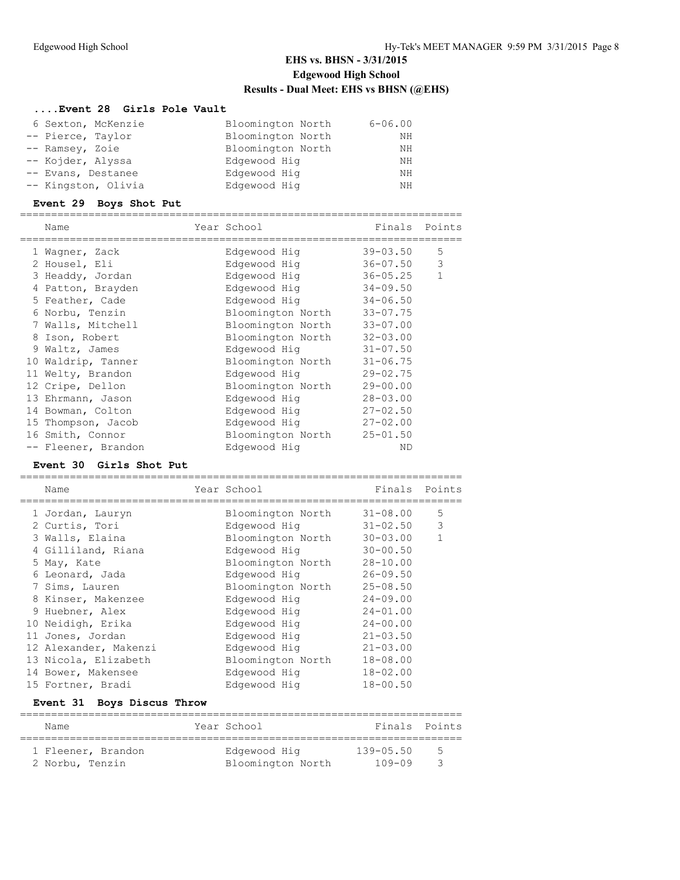# EHS vs. BHSN - 3/31/2015

## Edgewood High School

### Results - Dual Meet: EHS vs BHSN (@EHS)

#### ....Event 28 Girls Pole Vault

| Place | Name | Year | School | Finals | Points |
|---|---|---|---|---|---|
| 6 | Sexton, McKenzie | | Bloomington North | 6-06.00 | |
| -- | Pierce, Taylor | | Bloomington North | NH | |
| -- | Ramsey, Zoie | | Bloomington North | NH | |
| -- | Kojder, Alyssa | | Edgewood Hig | NH | |
| -- | Evans, Destanee | | Edgewood Hig | NH | |
| -- | Kingston, Olivia | | Edgewood Hig | NH | |

#### Event 29 Boys Shot Put

| Place | Name | Year | School | Finals | Points |
|---|---|---|---|---|---|
| 1 | Wagner, Zack | | Edgewood Hig | 39-03.50 | 5 |
| 2 | Housel, Eli | | Edgewood Hig | 36-07.50 | 3 |
| 3 | Headdy, Jordan | | Edgewood Hig | 36-05.25 | 1 |
| 4 | Patton, Brayden | | Edgewood Hig | 34-09.50 | |
| 5 | Feather, Cade | | Edgewood Hig | 34-06.50 | |
| 6 | Norbu, Tenzin | | Bloomington North | 33-07.75 | |
| 7 | Walls, Mitchell | | Bloomington North | 33-07.00 | |
| 8 | Ison, Robert | | Bloomington North | 32-03.00 | |
| 9 | Waltz, James | | Edgewood Hig | 31-07.50 | |
| 10 | Waldrip, Tanner | | Bloomington North | 31-06.75 | |
| 11 | Welty, Brandon | | Edgewood Hig | 29-02.75 | |
| 12 | Cripe, Dellon | | Bloomington North | 29-00.00 | |
| 13 | Ehrmann, Jason | | Edgewood Hig | 28-03.00 | |
| 14 | Bowman, Colton | | Edgewood Hig | 27-02.50 | |
| 15 | Thompson, Jacob | | Edgewood Hig | 27-02.00 | |
| 16 | Smith, Connor | | Bloomington North | 25-01.50 | |
| -- | Fleener, Brandon | | Edgewood Hig | ND | |

#### Event 30 Girls Shot Put

| Place | Name | Year | School | Finals | Points |
|---|---|---|---|---|---|
| 1 | Jordan, Lauryn | | Bloomington North | 31-08.00 | 5 |
| 2 | Curtis, Tori | | Edgewood Hig | 31-02.50 | 3 |
| 3 | Walls, Elaina | | Bloomington North | 30-03.00 | 1 |
| 4 | Gilliland, Riana | | Edgewood Hig | 30-00.50 | |
| 5 | May, Kate | | Bloomington North | 28-10.00 | |
| 6 | Leonard, Jada | | Edgewood Hig | 26-09.50 | |
| 7 | Sims, Lauren | | Bloomington North | 25-08.50 | |
| 8 | Kinser, Makenzee | | Edgewood Hig | 24-09.00 | |
| 9 | Huebner, Alex | | Edgewood Hig | 24-01.00 | |
| 10 | Neidigh, Erika | | Edgewood Hig | 24-00.00 | |
| 11 | Jones, Jordan | | Edgewood Hig | 21-03.50 | |
| 12 | Alexander, Makenzi | | Edgewood Hig | 21-03.00 | |
| 13 | Nicola, Elizabeth | | Bloomington North | 18-08.00 | |
| 14 | Bower, Makensee | | Edgewood Hig | 18-02.00 | |
| 15 | Fortner, Bradi | | Edgewood Hig | 18-00.50 | |

#### Event 31 Boys Discus Throw

| Place | Name | Year | School | Finals | Points |
|---|---|---|---|---|---|
| 1 | Fleener, Brandon | | Edgewood Hig | 139-05.50 | 5 |
| 2 | Norbu, Tenzin | | Bloomington North | 109-09 | 3 |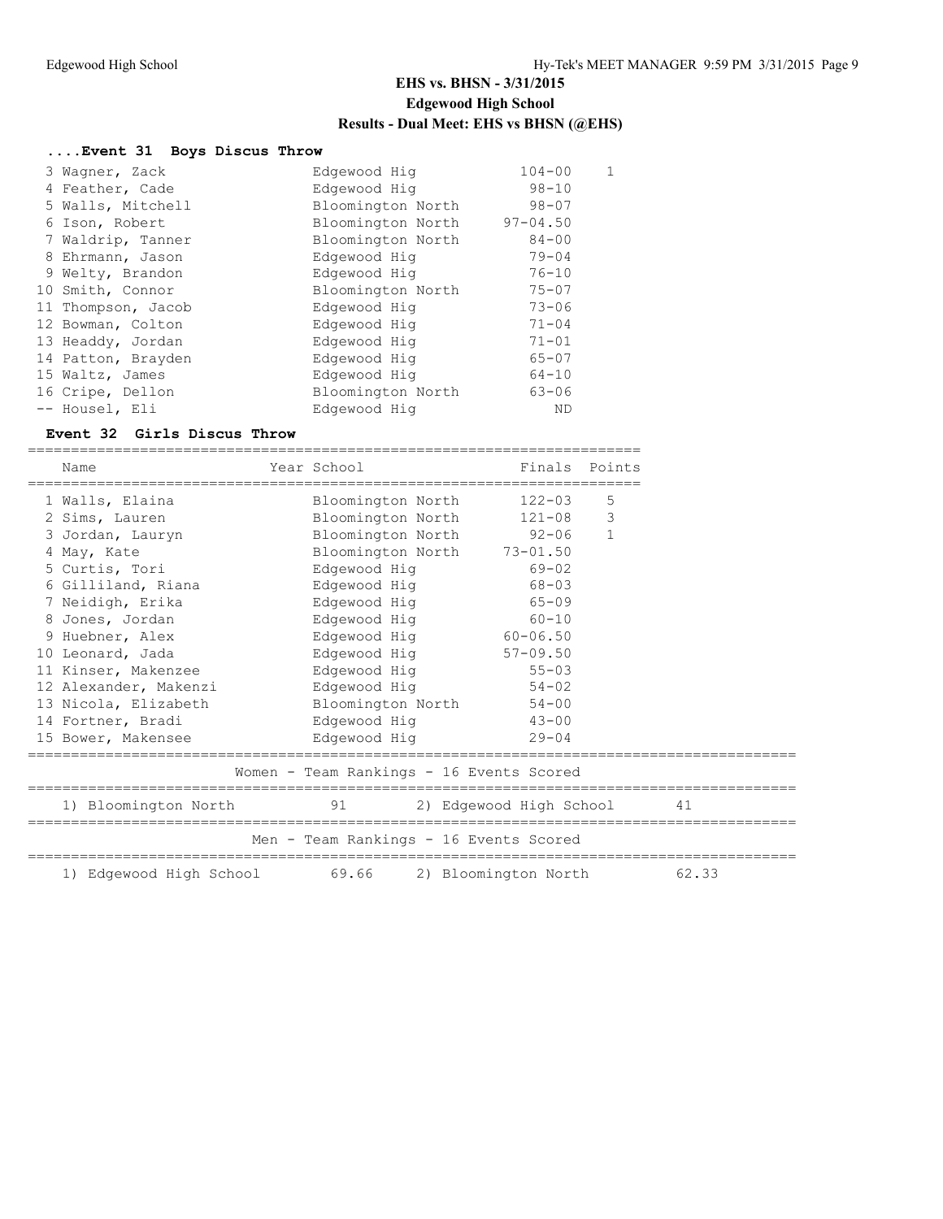## EHS vs. BHSN - 3/31/2015
## Edgewood High School
## Results - Dual Meet: EHS vs BHSN (@EHS)

### ....Event 31 Boys Discus Throw

| | | | | |
|---|---|---|---|---|
| 3 | Wagner, Zack | Edgewood Hig | 104-00 | 1 |
| 4 | Feather, Cade | Edgewood Hig | 98-10 | |
| 5 | Walls, Mitchell | Bloomington North | 98-07 | |
| 6 | Ison, Robert | Bloomington North | 97-04.50 | |
| 7 | Waldrip, Tanner | Bloomington North | 84-00 | |
| 8 | Ehrmann, Jason | Edgewood Hig | 79-04 | |
| 9 | Welty, Brandon | Edgewood Hig | 76-10 | |
| 10 | Smith, Connor | Bloomington North | 75-07 | |
| 11 | Thompson, Jacob | Edgewood Hig | 73-06 | |
| 12 | Bowman, Colton | Edgewood Hig | 71-04 | |
| 13 | Headdy, Jordan | Edgewood Hig | 71-01 | |
| 14 | Patton, Brayden | Edgewood Hig | 65-07 | |
| 15 | Waltz, James | Edgewood Hig | 64-10 | |
| 16 | Cripe, Dellon | Bloomington North | 63-06 | |
| -- | Housel, Eli | Edgewood Hig | ND | |

### Event 32 Girls Discus Throw

| | Name | Year School | Finals | Points |
|---|---|---|---|---|
| 1 | Walls, Elaina | Bloomington North | 122-03 | 5 |
| 2 | Sims, Lauren | Bloomington North | 121-08 | 3 |
| 3 | Jordan, Lauryn | Bloomington North | 92-06 | 1 |
| 4 | May, Kate | Bloomington North | 73-01.50 | |
| 5 | Curtis, Tori | Edgewood Hig | 69-02 | |
| 6 | Gilliland, Riana | Edgewood Hig | 68-03 | |
| 7 | Neidigh, Erika | Edgewood Hig | 65-09 | |
| 8 | Jones, Jordan | Edgewood Hig | 60-10 | |
| 9 | Huebner, Alex | Edgewood Hig | 60-06.50 | |
| 10 | Leonard, Jada | Edgewood Hig | 57-09.50 | |
| 11 | Kinser, Makenzee | Edgewood Hig | 55-03 | |
| 12 | Alexander, Makenzi | Edgewood Hig | 54-02 | |
| 13 | Nicola, Elizabeth | Bloomington North | 54-00 | |
| 14 | Fortner, Bradi | Edgewood Hig | 43-00 | |
| 15 | Bower, Makensee | Edgewood Hig | 29-04 | |

**Women - Team Rankings - 16 Events Scored**

| | | | |
|---|---|---|---|
| 1) Bloomington North | 91 | 2) Edgewood High School | 41 |

**Men - Team Rankings - 16 Events Scored**

| | | | |
|---|---|---|---|
| 1) Edgewood High School | 69.66 | 2) Bloomington North | 62.33 |